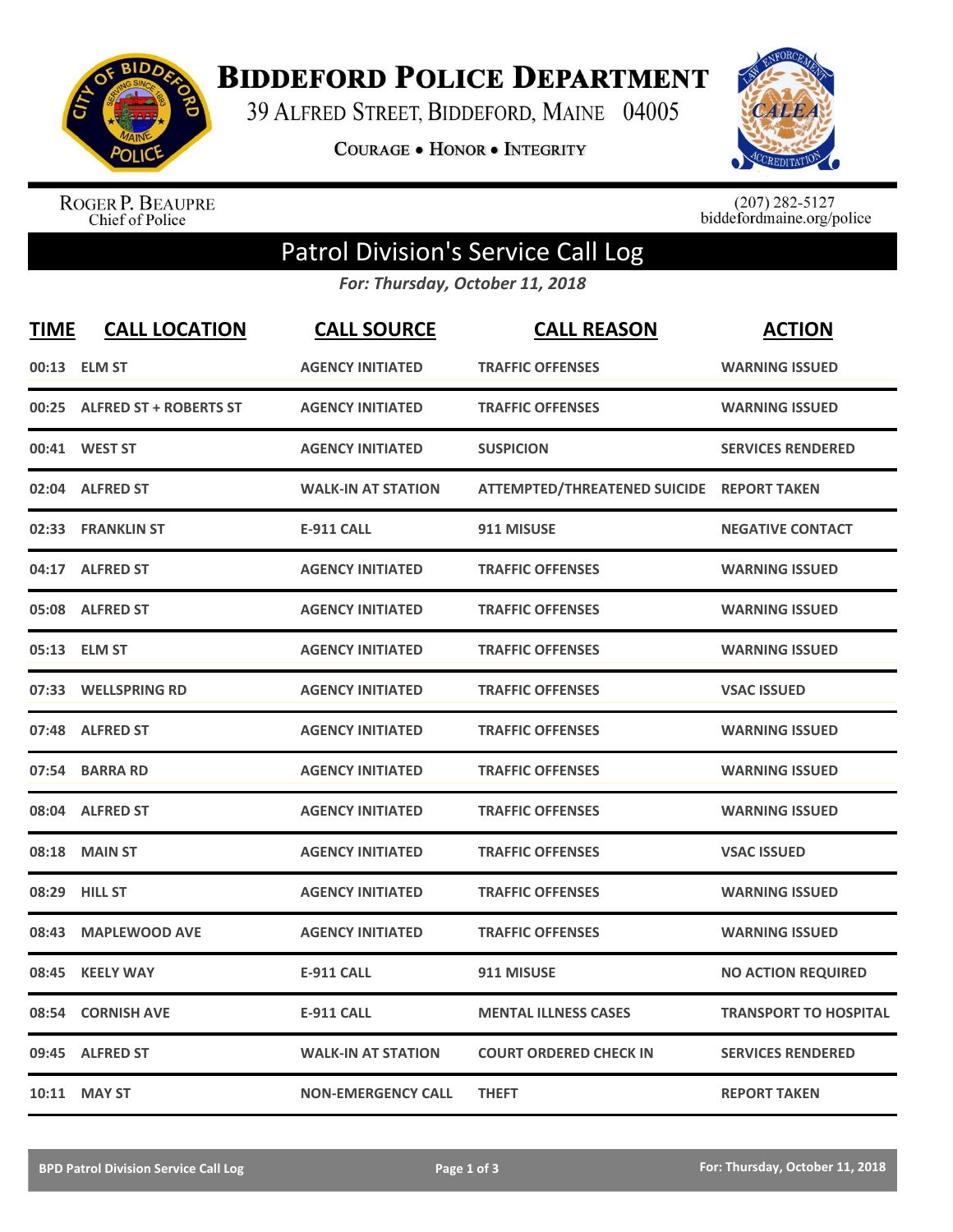# Biddeford Police Department

39 Alfred Street, Biddeford, Maine 04005

**Courage • Honor • Integrity**

Roger P. Beaupre
Chief of Police

(207) 282-5127
biddefordmaine.org/police

## Patrol Division's Service Call Log

*For: Thursday, October 11, 2018*

| TIME | CALL LOCATION | CALL SOURCE | CALL REASON | ACTION |
|---|---|---|---|---|
| 00:13 | ELM ST | AGENCY INITIATED | TRAFFIC OFFENSES | WARNING ISSUED |
| 00:25 | ALFRED ST + ROBERTS ST | AGENCY INITIATED | TRAFFIC OFFENSES | WARNING ISSUED |
| 00:41 | WEST ST | AGENCY INITIATED | SUSPICION | SERVICES RENDERED |
| 02:04 | ALFRED ST | WALK-IN AT STATION | ATTEMPTED/THREATENED SUICIDE | REPORT TAKEN |
| 02:33 | FRANKLIN ST | E-911 CALL | 911 MISUSE | NEGATIVE CONTACT |
| 04:17 | ALFRED ST | AGENCY INITIATED | TRAFFIC OFFENSES | WARNING ISSUED |
| 05:08 | ALFRED ST | AGENCY INITIATED | TRAFFIC OFFENSES | WARNING ISSUED |
| 05:13 | ELM ST | AGENCY INITIATED | TRAFFIC OFFENSES | WARNING ISSUED |
| 07:33 | WELLSPRING RD | AGENCY INITIATED | TRAFFIC OFFENSES | VSAC ISSUED |
| 07:48 | ALFRED ST | AGENCY INITIATED | TRAFFIC OFFENSES | WARNING ISSUED |
| 07:54 | BARRA RD | AGENCY INITIATED | TRAFFIC OFFENSES | WARNING ISSUED |
| 08:04 | ALFRED ST | AGENCY INITIATED | TRAFFIC OFFENSES | WARNING ISSUED |
| 08:18 | MAIN ST | AGENCY INITIATED | TRAFFIC OFFENSES | VSAC ISSUED |
| 08:29 | HILL ST | AGENCY INITIATED | TRAFFIC OFFENSES | WARNING ISSUED |
| 08:43 | MAPLEWOOD AVE | AGENCY INITIATED | TRAFFIC OFFENSES | WARNING ISSUED |
| 08:45 | KEELY WAY | E-911 CALL | 911 MISUSE | NO ACTION REQUIRED |
| 08:54 | CORNISH AVE | E-911 CALL | MENTAL ILLNESS CASES | TRANSPORT TO HOSPITAL |
| 09:45 | ALFRED ST | WALK-IN AT STATION | COURT ORDERED CHECK IN | SERVICES RENDERED |
| 10:11 | MAY ST | NON-EMERGENCY CALL | THEFT | REPORT TAKEN |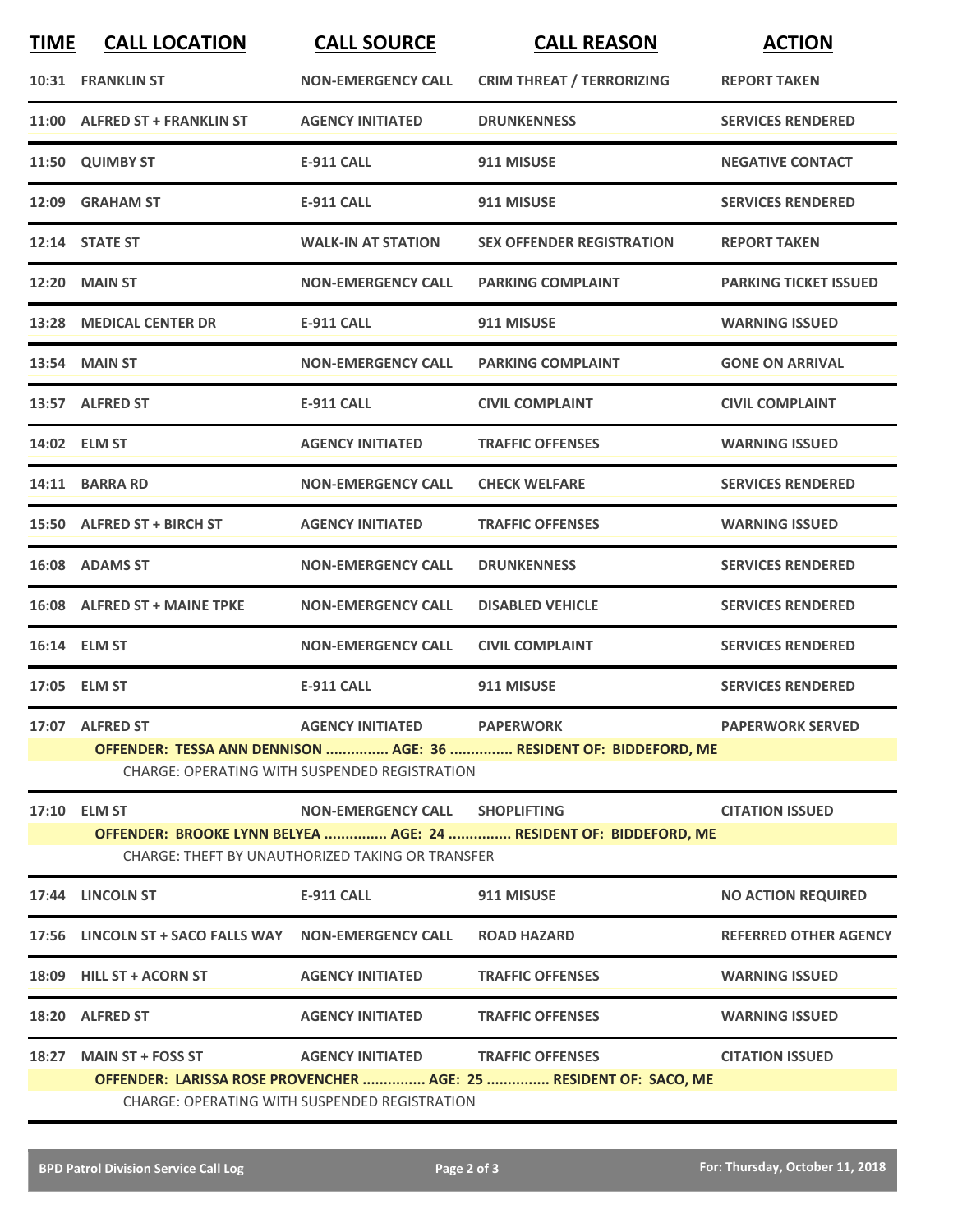| TIME | CALL LOCATION | CALL SOURCE | CALL REASON | ACTION |
|---|---|---|---|---|
| 10:31 | FRANKLIN ST | NON-EMERGENCY CALL | CRIM THREAT / TERRORIZING | REPORT TAKEN |
| 11:00 | ALFRED ST + FRANKLIN ST | AGENCY INITIATED | DRUNKENNESS | SERVICES RENDERED |
| 11:50 | QUIMBY ST | E-911 CALL | 911 MISUSE | NEGATIVE CONTACT |
| 12:09 | GRAHAM ST | E-911 CALL | 911 MISUSE | SERVICES RENDERED |
| 12:14 | STATE ST | WALK-IN AT STATION | SEX OFFENDER REGISTRATION | REPORT TAKEN |
| 12:20 | MAIN ST | NON-EMERGENCY CALL | PARKING COMPLAINT | PARKING TICKET ISSUED |
| 13:28 | MEDICAL CENTER DR | E-911 CALL | 911 MISUSE | WARNING ISSUED |
| 13:54 | MAIN ST | NON-EMERGENCY CALL | PARKING COMPLAINT | GONE ON ARRIVAL |
| 13:57 | ALFRED ST | E-911 CALL | CIVIL COMPLAINT | CIVIL COMPLAINT |
| 14:02 | ELM ST | AGENCY INITIATED | TRAFFIC OFFENSES | WARNING ISSUED |
| 14:11 | BARRA RD | NON-EMERGENCY CALL | CHECK WELFARE | SERVICES RENDERED |
| 15:50 | ALFRED ST + BIRCH ST | AGENCY INITIATED | TRAFFIC OFFENSES | WARNING ISSUED |
| 16:08 | ADAMS ST | NON-EMERGENCY CALL | DRUNKENNESS | SERVICES RENDERED |
| 16:08 | ALFRED ST + MAINE TPKE | NON-EMERGENCY CALL | DISABLED VEHICLE | SERVICES RENDERED |
| 16:14 | ELM ST | NON-EMERGENCY CALL | CIVIL COMPLAINT | SERVICES RENDERED |
| 17:05 | ELM ST | E-911 CALL | 911 MISUSE | SERVICES RENDERED |
| 17:07 | ALFRED ST | AGENCY INITIATED | PAPERWORK | PAPERWORK SERVED |
| | OFFENDER: TESSA ANN DENNISON ............... AGE: 36 ............... RESIDENT OF: BIDDEFORD, ME | | | |
| | CHARGE: OPERATING WITH SUSPENDED REGISTRATION | | | |
| 17:10 | ELM ST | NON-EMERGENCY CALL | SHOPLIFTING | CITATION ISSUED |
| | OFFENDER: BROOKE LYNN BELYEA ............... AGE: 24 ............... RESIDENT OF: BIDDEFORD, ME | | | |
| | CHARGE: THEFT BY UNAUTHORIZED TAKING OR TRANSFER | | | |
| 17:44 | LINCOLN ST | E-911 CALL | 911 MISUSE | NO ACTION REQUIRED |
| 17:56 | LINCOLN ST + SACO FALLS WAY | NON-EMERGENCY CALL | ROAD HAZARD | REFERRED OTHER AGENCY |
| 18:09 | HILL ST + ACORN ST | AGENCY INITIATED | TRAFFIC OFFENSES | WARNING ISSUED |
| 18:20 | ALFRED ST | AGENCY INITIATED | TRAFFIC OFFENSES | WARNING ISSUED |
| 18:27 | MAIN ST + FOSS ST | AGENCY INITIATED | TRAFFIC OFFENSES | CITATION ISSUED |
| | OFFENDER: LARISSA ROSE PROVENCHER ............... AGE: 25 ............... RESIDENT OF: SACO, ME | | | |
| | CHARGE: OPERATING WITH SUSPENDED REGISTRATION | | | |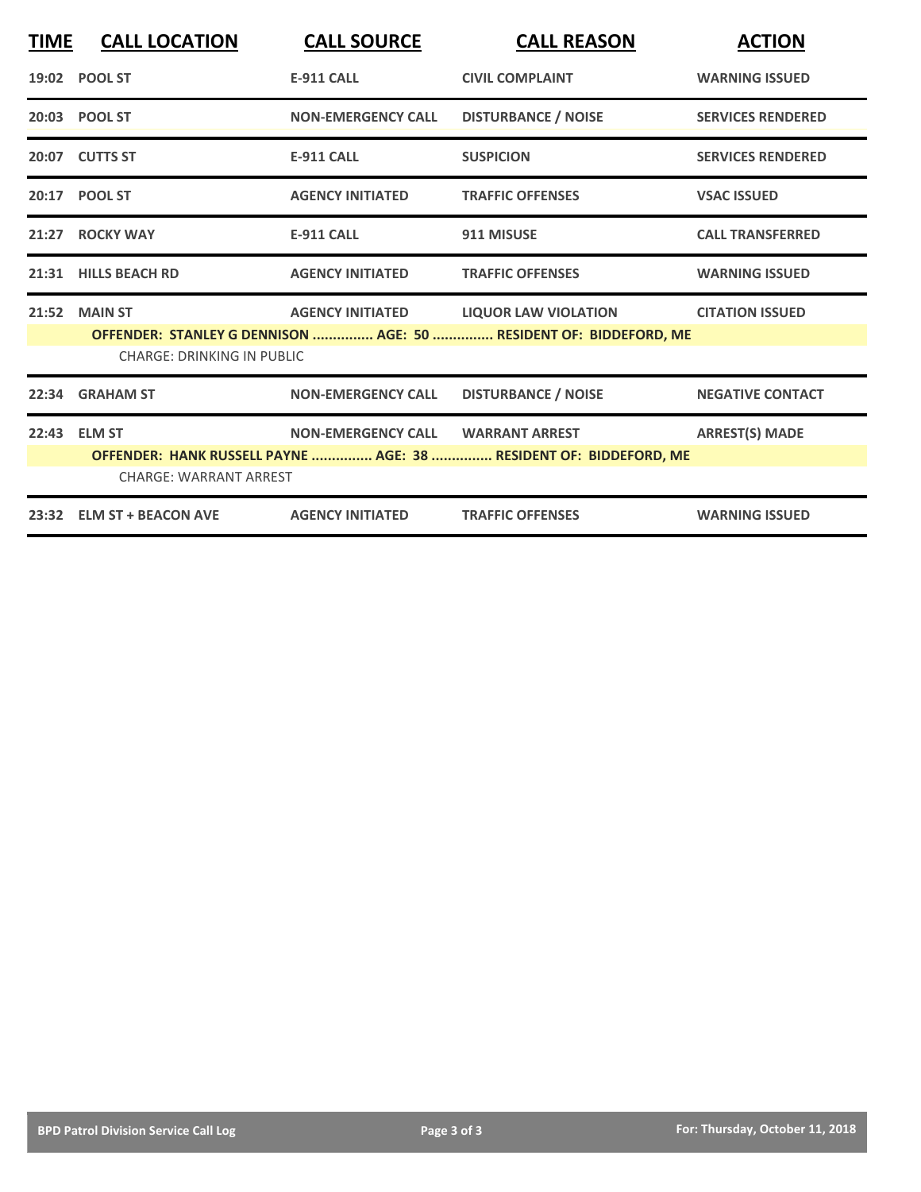| TIME | CALL LOCATION | CALL SOURCE | CALL REASON | ACTION |
|---|---|---|---|---|
| 19:02 | POOL ST | E-911 CALL | CIVIL COMPLAINT | WARNING ISSUED |
| 20:03 | POOL ST | NON-EMERGENCY CALL | DISTURBANCE / NOISE | SERVICES RENDERED |
| 20:07 | CUTTS ST | E-911 CALL | SUSPICION | SERVICES RENDERED |
| 20:17 | POOL ST | AGENCY INITIATED | TRAFFIC OFFENSES | VSAC ISSUED |
| 21:27 | ROCKY WAY | E-911 CALL | 911 MISUSE | CALL TRANSFERRED |
| 21:31 | HILLS BEACH RD | AGENCY INITIATED | TRAFFIC OFFENSES | WARNING ISSUED |
| 21:52 | MAIN ST | AGENCY INITIATED | LIQUOR LAW VIOLATION | CITATION ISSUED |
| | OFFENDER: STANLEY G DENNISON ............... AGE: 50 ............... RESIDENT OF: BIDDEFORD, ME | | | |
| | CHARGE: DRINKING IN PUBLIC | | | |
| 22:34 | GRAHAM ST | NON-EMERGENCY CALL | DISTURBANCE / NOISE | NEGATIVE CONTACT |
| 22:43 | ELM ST | NON-EMERGENCY CALL | WARRANT ARREST | ARREST(S) MADE |
| | OFFENDER: HANK RUSSELL PAYNE ............... AGE: 38 ............... RESIDENT OF: BIDDEFORD, ME | | | |
| | CHARGE: WARRANT ARREST | | | |
| 23:32 | ELM ST + BEACON AVE | AGENCY INITIATED | TRAFFIC OFFENSES | WARNING ISSUED |